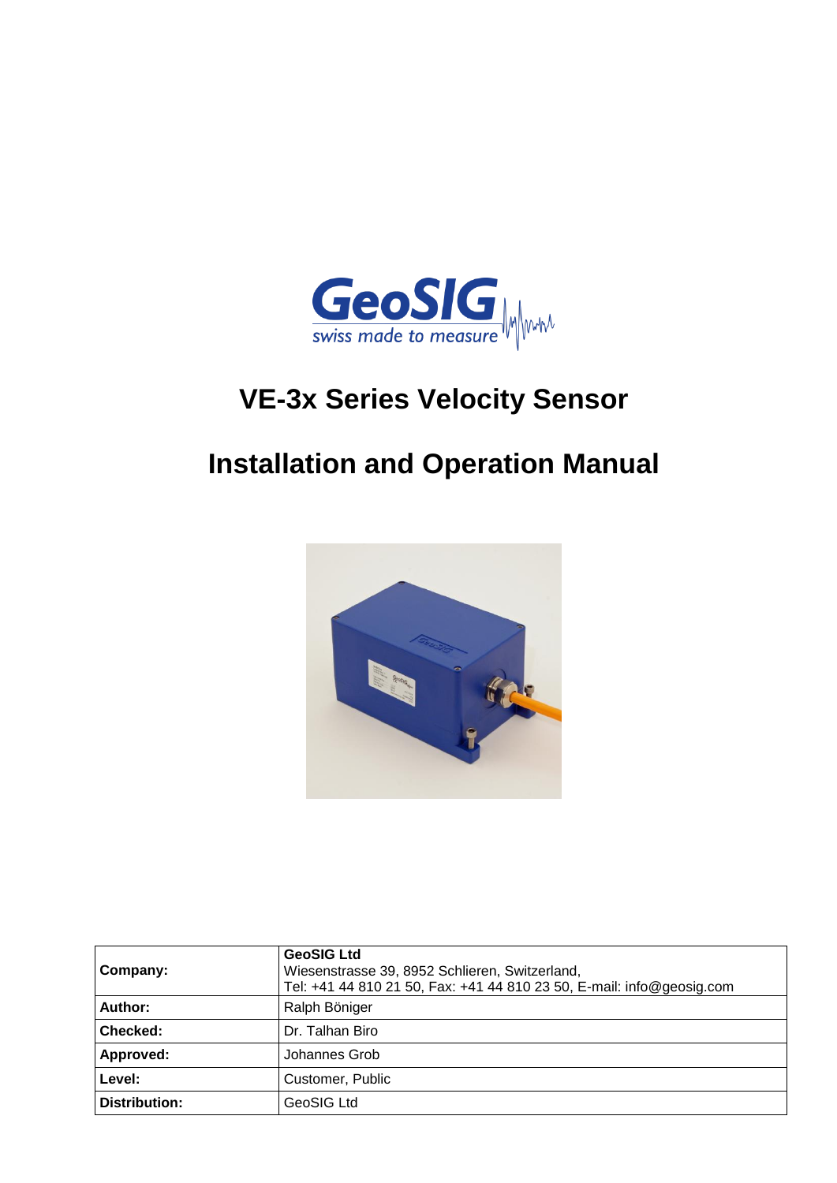# VE-3x Series Velocity Sensor

# Installation and Operation Manual

| Company: | **GeoSIG Ltd**<br>Wiesenstrasse 39, 8952 Schlieren, Switzerland,<br>Tel: +41 44 810 21 50, Fax: +41 44 810 23 50, E-mail: info@geosig.com |
|---|---|
| **Author:** | Ralph Böniger |
| **Checked:** | Dr. Talhan Biro |
| **Approved:** | Johannes Grob |
| **Level:** | Customer, Public |
| **Distribution:** | GeoSIG Ltd |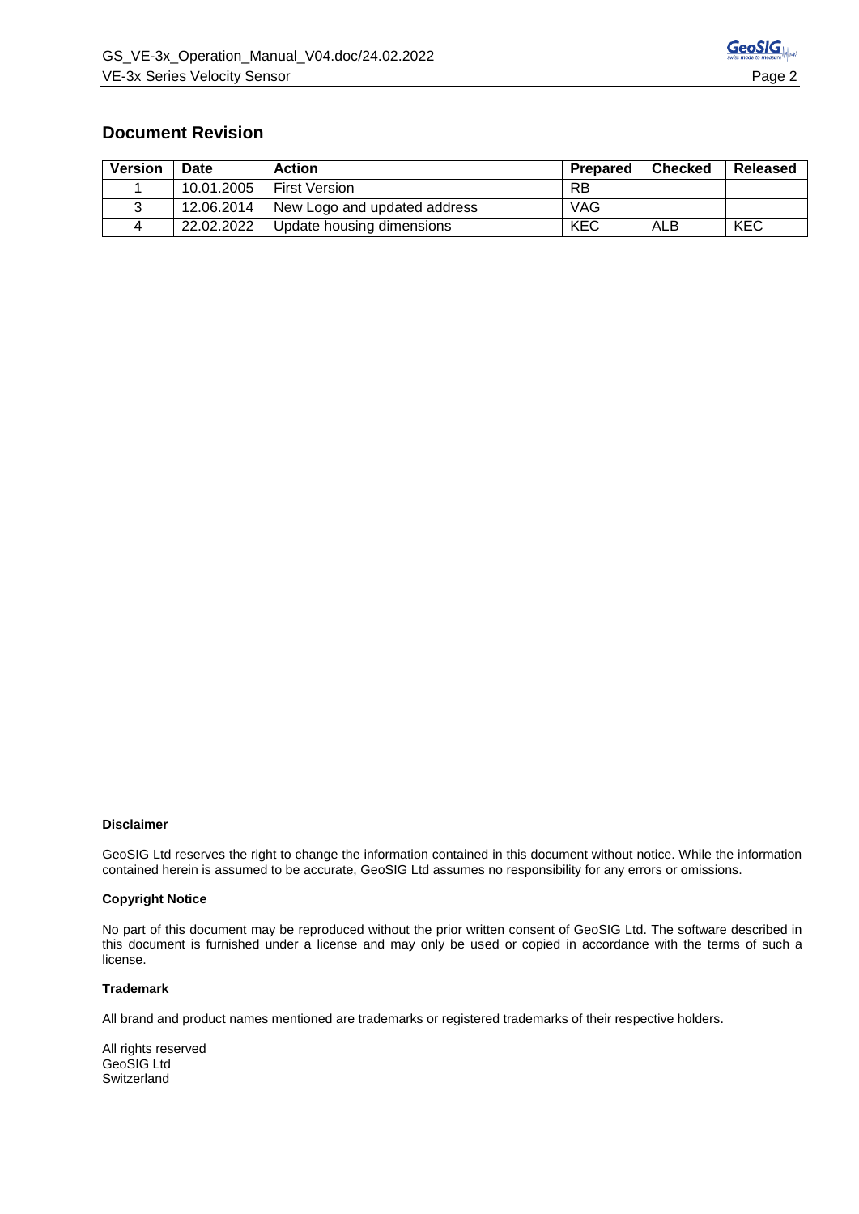## Document Revision

| Version | Date | Action | Prepared | Checked | Released |
|---|---|---|---|---|---|
| 1 | 10.01.2005 | First Version | RB | | |
| 3 | 12.06.2014 | New Logo and updated address | VAG | | |
| 4 | 22.02.2022 | Update housing dimensions | KEC | ALB | KEC |

**Disclaimer**

GeoSIG Ltd reserves the right to change the information contained in this document without notice. While the information contained herein is assumed to be accurate, GeoSIG Ltd assumes no responsibility for any errors or omissions.

**Copyright Notice**

No part of this document may be reproduced without the prior written consent of GeoSIG Ltd. The software described in this document is furnished under a license and may only be used or copied in accordance with the terms of such a license.

**Trademark**

All brand and product names mentioned are trademarks or registered trademarks of their respective holders.

All rights reserved
GeoSIG Ltd
Switzerland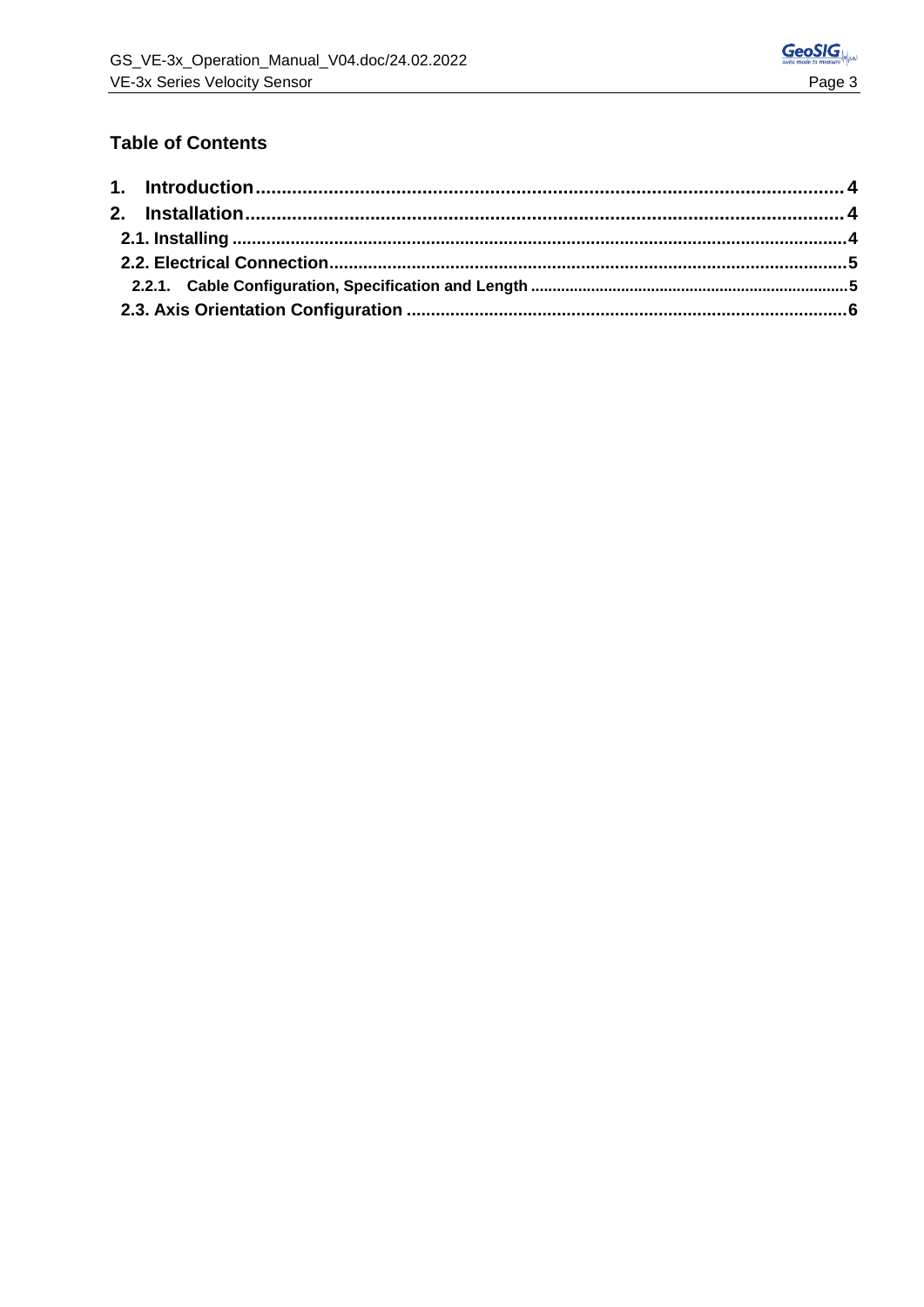## Table of Contents

**1. Introduction** ........................................................ **4**

**2. Installation** ........................................................ **4**

**2.1. Installing** ........................................................ **4**

**2.2. Electrical Connection** ........................................................ **5**

**2.2.1. Cable Configuration, Specification and Length** ........................................................ **5**

**2.3. Axis Orientation Configuration** ........................................................ **6**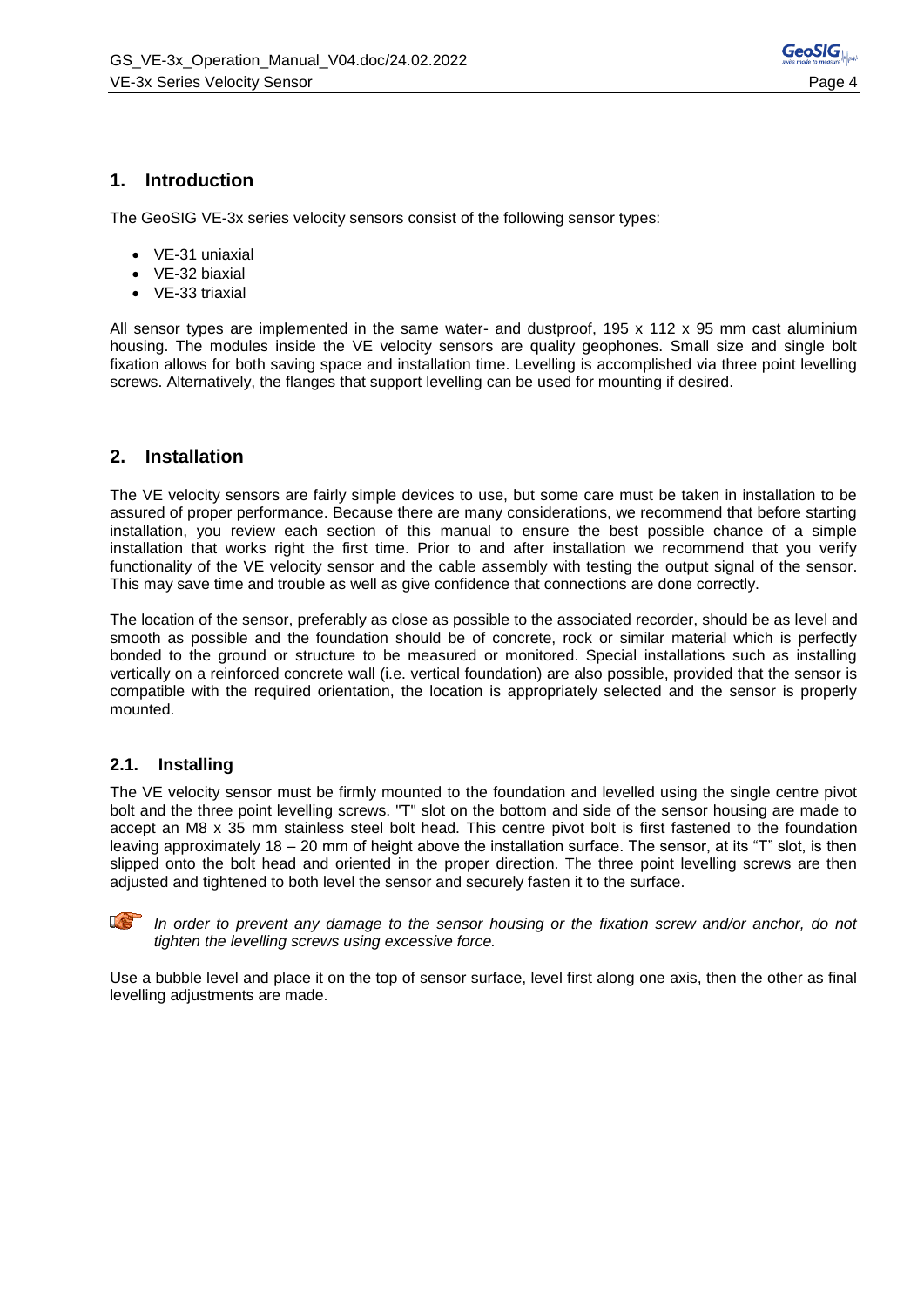# 1. Introduction

The GeoSIG VE-3x series velocity sensors consist of the following sensor types:

- VE-31 uniaxial
- VE-32 biaxial
- VE-33 triaxial

All sensor types are implemented in the same water- and dustproof, 195 x 112 x 95 mm cast aluminium housing. The modules inside the VE velocity sensors are quality geophones. Small size and single bolt fixation allows for both saving space and installation time. Levelling is accomplished via three point levelling screws. Alternatively, the flanges that support levelling can be used for mounting if desired.

# 2. Installation

The VE velocity sensors are fairly simple devices to use, but some care must be taken in installation to be assured of proper performance. Because there are many considerations, we recommend that before starting installation, you review each section of this manual to ensure the best possible chance of a simple installation that works right the first time. Prior to and after installation we recommend that you verify functionality of the VE velocity sensor and the cable assembly with testing the output signal of the sensor. This may save time and trouble as well as give confidence that connections are done correctly.

The location of the sensor, preferably as close as possible to the associated recorder, should be as level and smooth as possible and the foundation should be of concrete, rock or similar material which is perfectly bonded to the ground or structure to be measured or monitored. Special installations such as installing vertically on a reinforced concrete wall (i.e. vertical foundation) are also possible, provided that the sensor is compatible with the required orientation, the location is appropriately selected and the sensor is properly mounted.

## 2.1. Installing

The VE velocity sensor must be firmly mounted to the foundation and levelled using the single centre pivot bolt and the three point levelling screws. "T" slot on the bottom and side of the sensor housing are made to accept an M8 x 35 mm stainless steel bolt head. This centre pivot bolt is first fastened to the foundation leaving approximately 18 – 20 mm of height above the installation surface. The sensor, at its "T" slot, is then slipped onto the bolt head and oriented in the proper direction. The three point levelling screws are then adjusted and tightened to both level the sensor and securely fasten it to the surface.

*In order to prevent any damage to the sensor housing or the fixation screw and/or anchor, do not tighten the levelling screws using excessive force.*

Use a bubble level and place it on the top of sensor surface, level first along one axis, then the other as final levelling adjustments are made.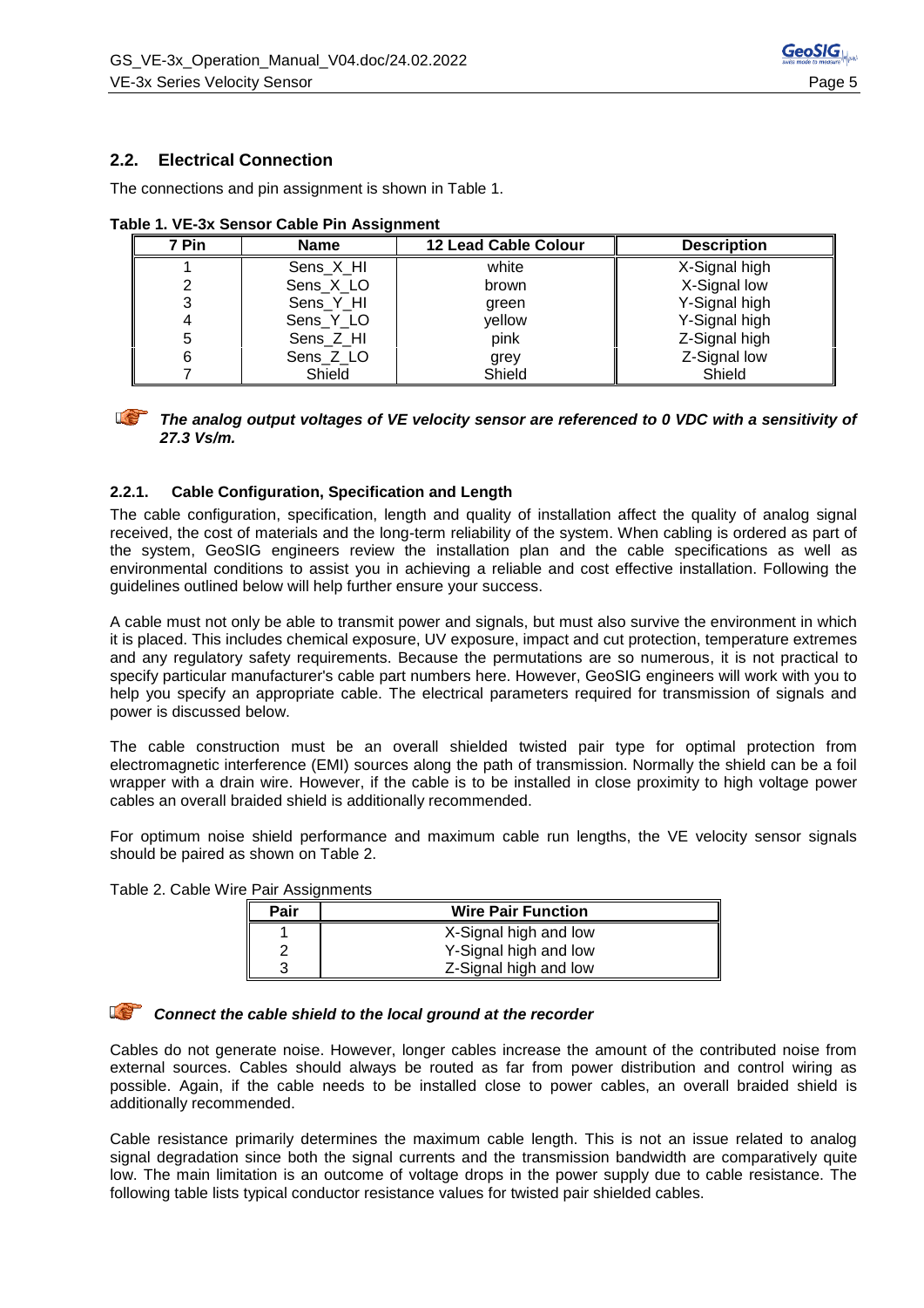## 2.2. Electrical Connection

The connections and pin assignment is shown in Table 1.

**Table 1. VE-3x Sensor Cable Pin Assignment**

| 7 Pin | Name | 12 Lead Cable Colour | Description |
|---|---|---|---|
| 1 | Sens_X_HI | white | X-Signal high |
| 2 | Sens_X_LO | brown | X-Signal low |
| 3 | Sens_Y_HI | green | Y-Signal high |
| 4 | Sens_Y_LO | yellow | Y-Signal high |
| 5 | Sens_Z_HI | pink | Z-Signal high |
| 6 | Sens_Z_LO | grey | Z-Signal low |
| 7 | Shield | Shield | Shield |

***The analog output voltages of VE velocity sensor are referenced to 0 VDC with a sensitivity of 27.3 Vs/m.***

### 2.2.1. Cable Configuration, Specification and Length

The cable configuration, specification, length and quality of installation affect the quality of analog signal received, the cost of materials and the long-term reliability of the system. When cabling is ordered as part of the system, GeoSIG engineers review the installation plan and the cable specifications as well as environmental conditions to assist you in achieving a reliable and cost effective installation. Following the guidelines outlined below will help further ensure your success.

A cable must not only be able to transmit power and signals, but must also survive the environment in which it is placed. This includes chemical exposure, UV exposure, impact and cut protection, temperature extremes and any regulatory safety requirements. Because the permutations are so numerous, it is not practical to specify particular manufacturer's cable part numbers here. However, GeoSIG engineers will work with you to help you specify an appropriate cable. The electrical parameters required for transmission of signals and power is discussed below.

The cable construction must be an overall shielded twisted pair type for optimal protection from electromagnetic interference (EMI) sources along the path of transmission. Normally the shield can be a foil wrapper with a drain wire. However, if the cable is to be installed in close proximity to high voltage power cables an overall braided shield is additionally recommended.

For optimum noise shield performance and maximum cable run lengths, the VE velocity sensor signals should be paired as shown on Table 2.

Table 2. Cable Wire Pair Assignments

| Pair | Wire Pair Function |
|---|---|
| 1 | X-Signal high and low |
| 2 | Y-Signal high and low |
| 3 | Z-Signal high and low |

***Connect the cable shield to the local ground at the recorder***

Cables do not generate noise. However, longer cables increase the amount of the contributed noise from external sources. Cables should always be routed as far from power distribution and control wiring as possible. Again, if the cable needs to be installed close to power cables, an overall braided shield is additionally recommended.

Cable resistance primarily determines the maximum cable length. This is not an issue related to analog signal degradation since both the signal currents and the transmission bandwidth are comparatively quite low. The main limitation is an outcome of voltage drops in the power supply due to cable resistance. The following table lists typical conductor resistance values for twisted pair shielded cables.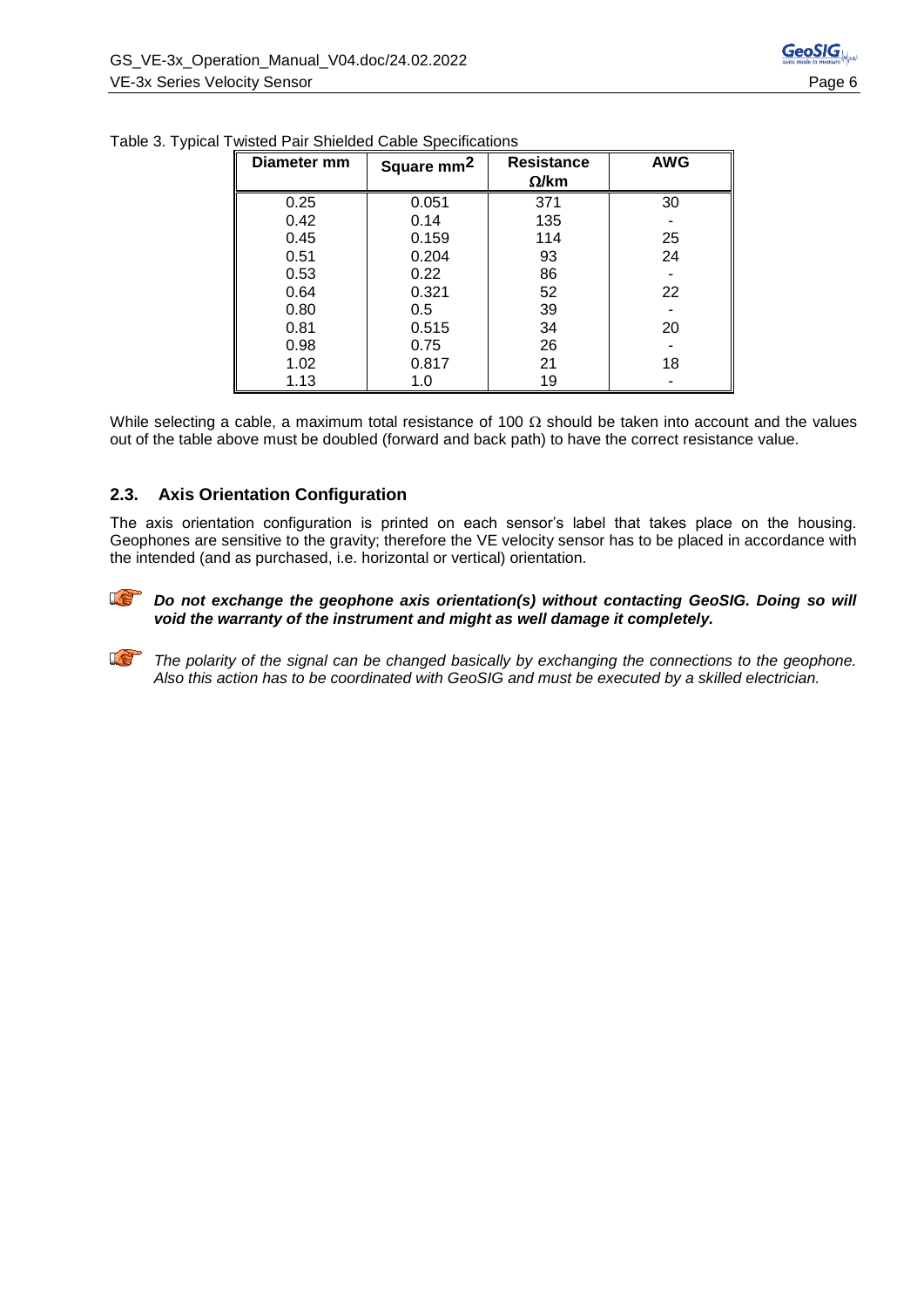Table 3. Typical Twisted Pair Shielded Cable Specifications

| Diameter mm | Square $mm^2$ | Resistance Ω/km | AWG |
|---|---|---|---|
| 0.25 | 0.051 | 371 | 30 |
| 0.42 | 0.14 | 135 | - |
| 0.45 | 0.159 | 114 | 25 |
| 0.51 | 0.204 | 93 | 24 |
| 0.53 | 0.22 | 86 | - |
| 0.64 | 0.321 | 52 | 22 |
| 0.80 | 0.5 | 39 | - |
| 0.81 | 0.515 | 34 | 20 |
| 0.98 | 0.75 | 26 | - |
| 1.02 | 0.817 | 21 | 18 |
| 1.13 | 1.0 | 19 | - |

While selecting a cable, a maximum total resistance of 100 Ω should be taken into account and the values out of the table above must be doubled (forward and back path) to have the correct resistance value.

## 2.3. Axis Orientation Configuration

The axis orientation configuration is printed on each sensor's label that takes place on the housing. Geophones are sensitive to the gravity; therefore the VE velocity sensor has to be placed in accordance with the intended (and as purchased, i.e. horizontal or vertical) orientation.

***Do not exchange the geophone axis orientation(s) without contacting GeoSIG. Doing so will void the warranty of the instrument and might as well damage it completely.***

*The polarity of the signal can be changed basically by exchanging the connections to the geophone. Also this action has to be coordinated with GeoSIG and must be executed by a skilled electrician.*